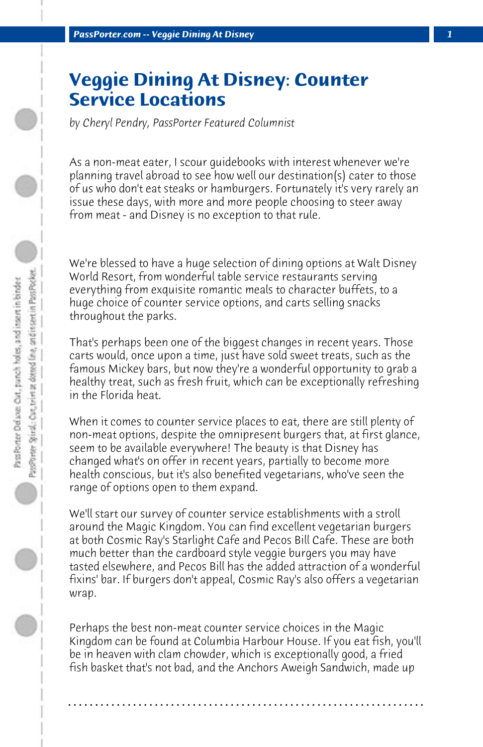# Veggie Dining At Disney: Counter Service Locations

*by Cheryl Pendry, PassPorter Featured Columnist*

As a non-meat eater, I scour guidebooks with interest whenever we're planning travel abroad to see how well our destination(s) cater to those of us who don't eat steaks or hamburgers. Fortunately it's very rarely an issue these days, with more and more people choosing to steer away from meat - and Disney is no exception to that rule.

We're blessed to have a huge selection of dining options at Walt Disney World Resort, from wonderful table service restaurants serving everything from exquisite romantic meals to character buffets, to a huge choice of counter service options, and carts selling snacks throughout the parks.

That's perhaps been one of the biggest changes in recent years. Those carts would, once upon a time, just have sold sweet treats, such as the famous Mickey bars, but now they're a wonderful opportunity to grab a healthy treat, such as fresh fruit, which can be exceptionally refreshing in the Florida heat.

When it comes to counter service places to eat, there are still plenty of non-meat options, despite the omnipresent burgers that, at first glance, seem to be available everywhere! The beauty is that Disney has changed what's on offer in recent years, partially to become more health conscious, but it's also benefited vegetarians, who've seen the range of options open to them expand.

We'll start our survey of counter service establishments with a stroll around the Magic Kingdom. You can find excellent vegetarian burgers at both Cosmic Ray's Starlight Cafe and Pecos Bill Cafe. These are both much better than the cardboard style veggie burgers you may have tasted elsewhere, and Pecos Bill has the added attraction of a wonderful fixins' bar. If burgers don't appeal, Cosmic Ray's also offers a vegetarian wrap.

Perhaps the best non-meat counter service choices in the Magic Kingdom can be found at Columbia Harbour House. If you eat fish, you'll be in heaven with clam chowder, which is exceptionally good, a fried fish basket that's not bad, and the Anchors Aweigh Sandwich, made up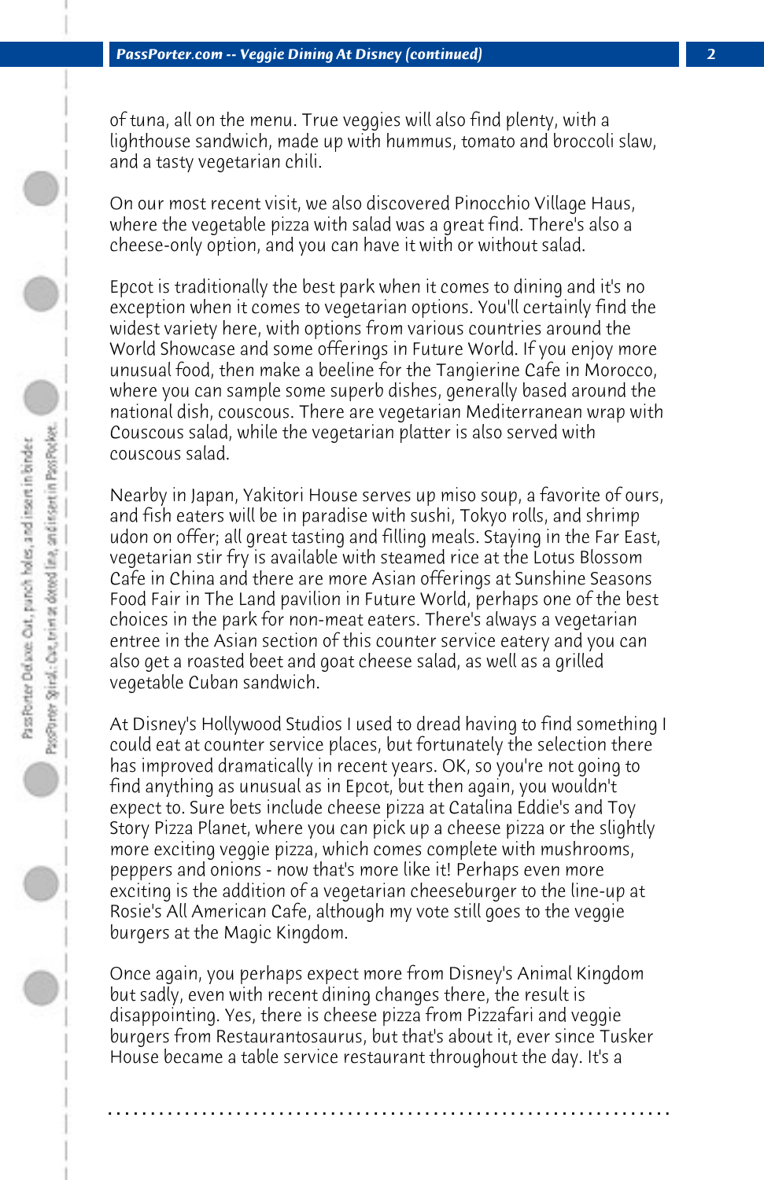of tuna, all on the menu. True veggies will also find plenty, with a lighthouse sandwich, made up with hummus, tomato and broccoli slaw, and a tasty vegetarian chili.

On our most recent visit, we also discovered Pinocchio Village Haus, where the vegetable pizza with salad was a great find. There's also a cheese-only option, and you can have it with or without salad.

Epcot is traditionally the best park when it comes to dining and it's no exception when it comes to vegetarian options. You'll certainly find the widest variety here, with options from various countries around the World Showcase and some offerings in Future World. If you enjoy more unusual food, then make a beeline for the Tangierine Cafe in Morocco, where you can sample some superb dishes, generally based around the national dish, couscous. There are vegetarian Mediterranean wrap with Couscous salad, while the vegetarian platter is also served with couscous salad.

Nearby in Japan, Yakitori House serves up miso soup, a favorite of ours, and fish eaters will be in paradise with sushi, Tokyo rolls, and shrimp udon on offer; all great tasting and filling meals. Staying in the Far East, vegetarian stir fry is available with steamed rice at the Lotus Blossom Cafe in China and there are more Asian offerings at Sunshine Seasons Food Fair in The Land pavilion in Future World, perhaps one of the best choices in the park for non-meat eaters. There's always a vegetarian entree in the Asian section of this counter service eatery and you can also get a roasted beet and goat cheese salad, as well as a grilled vegetable Cuban sandwich.

At Disney's Hollywood Studios I used to dread having to find something I could eat at counter service places, but fortunately the selection there has improved dramatically in recent years. OK, so you're not going to find anything as unusual as in Epcot, but then again, you wouldn't expect to. Sure bets include cheese pizza at Catalina Eddie's and Toy Story Pizza Planet, where you can pick up a cheese pizza or the slightly more exciting veggie pizza, which comes complete with mushrooms, peppers and onions - now that's more like it! Perhaps even more exciting is the addition of a vegetarian cheeseburger to the line-up at Rosie's All American Cafe, although my vote still goes to the veggie burgers at the Magic Kingdom.

Once again, you perhaps expect more from Disney's Animal Kingdom but sadly, even with recent dining changes there, the result is disappointing. Yes, there is cheese pizza from Pizzafari and veggie burgers from Restaurantosaurus, but that's about it, ever since Tusker House became a table service restaurant throughout the day. It's a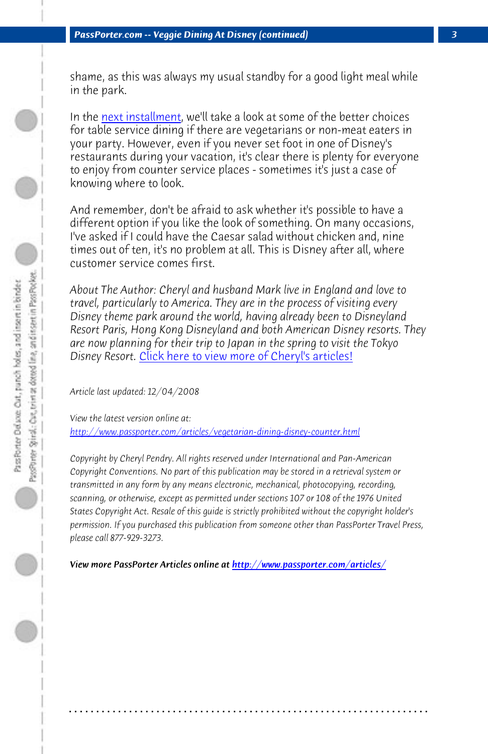shame, as this was always my usual standby for a good light meal while in the park.

In the next installment, we'll take a look at some of the better choices for table service dining if there are vegetarians or non-meat eaters in your party. However, even if you never set foot in one of Disney's restaurants during your vacation, it's clear there is plenty for everyone to enjoy from counter service places - sometimes it's just a case of knowing where to look.

And remember, don't be afraid to ask whether it's possible to have a different option if you like the look of something. On many occasions, I've asked if I could have the Caesar salad without chicken and, nine times out of ten, it's no problem at all. This is Disney after all, where customer service comes first.

*About The Author: Cheryl and husband Mark live in England and love to travel, particularly to America. They are in the process of visiting every Disney theme park around the world, having already been to Disneyland Resort Paris, Hong Kong Disneyland and both American Disney resorts. They are now planning for their trip to Japan in the spring to visit the Tokyo Disney Resort.* Click here to view more of Cheryl's articles!

*Article last updated: 12/04/2008*

*View the latest version online at:*
*http://www.passporter.com/articles/vegetarian-dining-disney-counter.html*

*Copyright by Cheryl Pendry. All rights reserved under International and Pan-American Copyright Conventions. No part of this publication may be stored in a retrieval system or transmitted in any form by any means electronic, mechanical, photocopying, recording, scanning, or otherwise, except as permitted under sections 107 or 108 of the 1976 United States Copyright Act. Resale of this guide is strictly prohibited without the copyright holder's permission. If you purchased this publication from someone other than PassPorter Travel Press, please call 877-929-3273.*

***View more PassPorter Articles online at http://www.passporter.com/articles/***